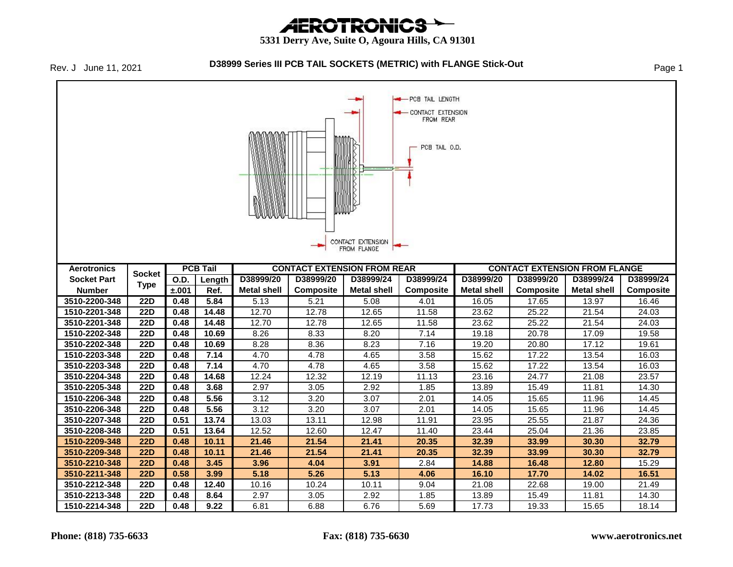# AEROTRONICS

**5331 Derry Ave, Suite O, Agoura Hills, CA 91301**

Rev. J June 11, 2021

## D38999 Series III PCB TAIL SOCKETS (METRIC) with FLANGE Stick-Out

PCB TAIL LENGTH

CONTACT EXTENSION FROM REAR

PCB TAIL O.D.

CONTACT EXTENSION FROM FLANGE

| Aerotronics Socket Part Number | Socket Type | PCB Tail | | CONTACT EXTENSION FROM REAR | | | | CONTACT EXTENSION FROM FLANGE | | | |
|---|---|---|---|---|---|---|---|---|---|---|---|
| | | O.D. ±.001 | Length Ref. | D38999/20 Metal shell | D38999/20 Composite | D38999/24 Metal shell | D38999/24 Composite | D38999/20 Metal shell | D38999/20 Composite | D38999/24 Metal shell | D38999/24 Composite |
| 3510-2200-348 | 22D | 0.48 | 5.84 | 5.13 | 5.21 | 5.08 | 4.01 | 16.05 | 17.65 | 13.97 | 16.46 |
| 1510-2201-348 | 22D | 0.48 | 14.48 | 12.70 | 12.78 | 12.65 | 11.58 | 23.62 | 25.22 | 21.54 | 24.03 |
| 3510-2201-348 | 22D | 0.48 | 14.48 | 12.70 | 12.78 | 12.65 | 11.58 | 23.62 | 25.22 | 21.54 | 24.03 |
| 1510-2202-348 | 22D | 0.48 | 10.69 | 8.26 | 8.33 | 8.20 | 7.14 | 19.18 | 20.78 | 17.09 | 19.58 |
| 3510-2202-348 | 22D | 0.48 | 10.69 | 8.28 | 8.36 | 8.23 | 7.16 | 19.20 | 20.80 | 17.12 | 19.61 |
| 1510-2203-348 | 22D | 0.48 | 7.14 | 4.70 | 4.78 | 4.65 | 3.58 | 15.62 | 17.22 | 13.54 | 16.03 |
| 3510-2203-348 | 22D | 0.48 | 7.14 | 4.70 | 4.78 | 4.65 | 3.58 | 15.62 | 17.22 | 13.54 | 16.03 |
| 3510-2204-348 | 22D | 0.48 | 14.68 | 12.24 | 12.32 | 12.19 | 11.13 | 23.16 | 24.77 | 21.08 | 23.57 |
| 3510-2205-348 | 22D | 0.48 | 3.68 | 2.97 | 3.05 | 2.92 | 1.85 | 13.89 | 15.49 | 11.81 | 14.30 |
| 1510-2206-348 | 22D | 0.48 | 5.56 | 3.12 | 3.20 | 3.07 | 2.01 | 14.05 | 15.65 | 11.96 | 14.45 |
| 3510-2206-348 | 22D | 0.48 | 5.56 | 3.12 | 3.20 | 3.07 | 2.01 | 14.05 | 15.65 | 11.96 | 14.45 |
| 3510-2207-348 | 22D | 0.51 | 13.74 | 13.03 | 13.11 | 12.98 | 11.91 | 23.95 | 25.55 | 21.87 | 24.36 |
| 3510-2208-348 | 22D | 0.51 | 13.64 | 12.52 | 12.60 | 12.47 | 11.40 | 23.44 | 25.04 | 21.36 | 23.85 |
| 1510-2209-348 | 22D | 0.48 | 10.11 | 21.46 | 21.54 | 21.41 | 20.35 | 32.39 | 33.99 | 30.30 | 32.79 |
| 3510-2209-348 | 22D | 0.48 | 10.11 | 21.46 | 21.54 | 21.41 | 20.35 | 32.39 | 33.99 | 30.30 | 32.79 |
| 3510-2210-348 | 22D | 0.48 | 3.45 | 3.96 | 4.04 | 3.91 | 2.84 | 14.88 | 16.48 | 12.80 | 15.29 |
| 3510-2211-348 | 22D | 0.58 | 3.99 | 5.18 | 5.26 | 5.13 | 4.06 | 16.10 | 17.70 | 14.02 | 16.51 |
| 3510-2212-348 | 22D | 0.48 | 12.40 | 10.16 | 10.24 | 10.11 | 9.04 | 21.08 | 22.68 | 19.00 | 21.49 |
| 3510-2213-348 | 22D | 0.48 | 8.64 | 2.97 | 3.05 | 2.92 | 1.85 | 13.89 | 15.49 | 11.81 | 14.30 |
| 1510-2214-348 | 22D | 0.48 | 9.22 | 6.81 | 6.88 | 6.76 | 5.69 | 17.73 | 19.33 | 15.65 | 18.14 |

**Phone: (818) 735-6633** **Fax: (818) 735-6630** **www.aerotronics.net**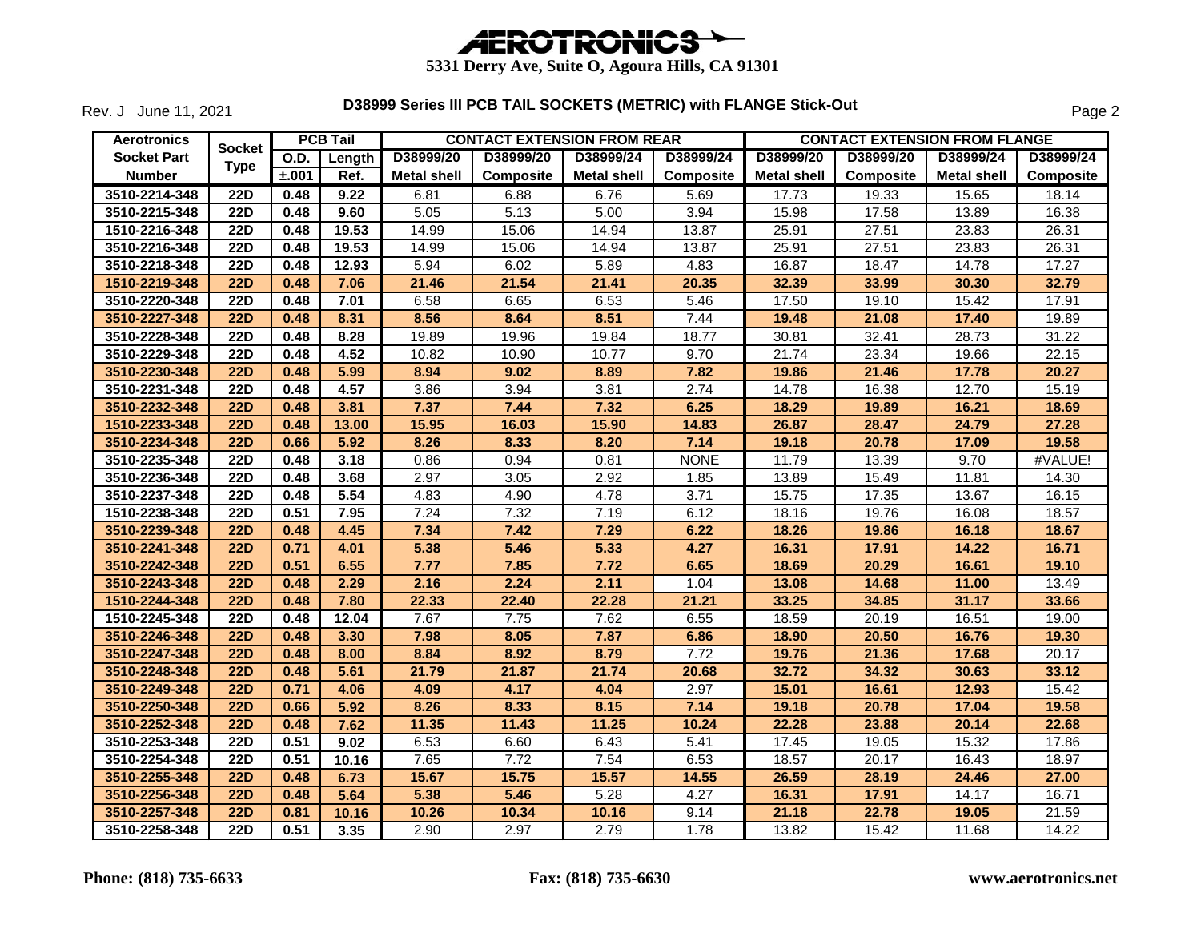# AEROTRONICS

**5331 Derry Ave, Suite O, Agoura Hills, CA 91301**

Rev. J June 11, 2021

**D38999 Series III PCB TAIL SOCKETS (METRIC) with FLANGE Stick-Out**

| Aerotronics Socket Part Number | Socket Type | PCB Tail | | CONTACT EXTENSION FROM REAR | | | | CONTACT EXTENSION FROM FLANGE | | | |
|---|---|---|---|---|---|---|---|---|---|---|---|
| | | O.D. ±.001 | Length Ref. | D38999/20 Metal shell | D38999/20 Composite | D38999/24 Metal shell | D38999/24 Composite | D38999/20 Metal shell | D38999/20 Composite | D38999/24 Metal shell | D38999/24 Composite |
| 3510-2214-348 | 22D | 0.48 | 9.22 | 6.81 | 6.88 | 6.76 | 5.69 | 17.73 | 19.33 | 15.65 | 18.14 |
| 3510-2215-348 | 22D | 0.48 | 9.60 | 5.05 | 5.13 | 5.00 | 3.94 | 15.98 | 17.58 | 13.89 | 16.38 |
| 1510-2216-348 | 22D | 0.48 | 19.53 | 14.99 | 15.06 | 14.94 | 13.87 | 25.91 | 27.51 | 23.83 | 26.31 |
| 3510-2216-348 | 22D | 0.48 | 19.53 | 14.99 | 15.06 | 14.94 | 13.87 | 25.91 | 27.51 | 23.83 | 26.31 |
| 3510-2218-348 | 22D | 0.48 | 12.93 | 5.94 | 6.02 | 5.89 | 4.83 | 16.87 | 18.47 | 14.78 | 17.27 |
| 1510-2219-348 | 22D | 0.48 | 7.06 | 21.46 | 21.54 | 21.41 | 20.35 | 32.39 | 33.99 | 30.30 | 32.79 |
| 3510-2220-348 | 22D | 0.48 | 7.01 | 6.58 | 6.65 | 6.53 | 5.46 | 17.50 | 19.10 | 15.42 | 17.91 |
| 3510-2227-348 | 22D | 0.48 | 8.31 | 8.56 | 8.64 | 8.51 | 7.44 | 19.48 | 21.08 | 17.40 | 19.89 |
| 3510-2228-348 | 22D | 0.48 | 8.28 | 19.89 | 19.96 | 19.84 | 18.77 | 30.81 | 32.41 | 28.73 | 31.22 |
| 3510-2229-348 | 22D | 0.48 | 4.52 | 10.82 | 10.90 | 10.77 | 9.70 | 21.74 | 23.34 | 19.66 | 22.15 |
| 3510-2230-348 | 22D | 0.48 | 5.99 | 8.94 | 9.02 | 8.89 | 7.82 | 19.86 | 21.46 | 17.78 | 20.27 |
| 3510-2231-348 | 22D | 0.48 | 4.57 | 3.86 | 3.94 | 3.81 | 2.74 | 14.78 | 16.38 | 12.70 | 15.19 |
| 3510-2232-348 | 22D | 0.48 | 3.81 | 7.37 | 7.44 | 7.32 | 6.25 | 18.29 | 19.89 | 16.21 | 18.69 |
| 1510-2233-348 | 22D | 0.48 | 13.00 | 15.95 | 16.03 | 15.90 | 14.83 | 26.87 | 28.47 | 24.79 | 27.28 |
| 3510-2234-348 | 22D | 0.66 | 5.92 | 8.26 | 8.33 | 8.20 | 7.14 | 19.18 | 20.78 | 17.09 | 19.58 |
| 3510-2235-348 | 22D | 0.48 | 3.18 | 0.86 | 0.94 | 0.81 | NONE | 11.79 | 13.39 | 9.70 | #VALUE! |
| 3510-2236-348 | 22D | 0.48 | 3.68 | 2.97 | 3.05 | 2.92 | 1.85 | 13.89 | 15.49 | 11.81 | 14.30 |
| 3510-2237-348 | 22D | 0.48 | 5.54 | 4.83 | 4.90 | 4.78 | 3.71 | 15.75 | 17.35 | 13.67 | 16.15 |
| 1510-2238-348 | 22D | 0.51 | 7.95 | 7.24 | 7.32 | 7.19 | 6.12 | 18.16 | 19.76 | 16.08 | 18.57 |
| 3510-2239-348 | 22D | 0.48 | 4.45 | 7.34 | 7.42 | 7.29 | 6.22 | 18.26 | 19.86 | 16.18 | 18.67 |
| 3510-2241-348 | 22D | 0.71 | 4.01 | 5.38 | 5.46 | 5.33 | 4.27 | 16.31 | 17.91 | 14.22 | 16.71 |
| 3510-2242-348 | 22D | 0.51 | 6.55 | 7.77 | 7.85 | 7.72 | 6.65 | 18.69 | 20.29 | 16.61 | 19.10 |
| 3510-2243-348 | 22D | 0.48 | 2.29 | 2.16 | 2.24 | 2.11 | 1.04 | 13.08 | 14.68 | 11.00 | 13.49 |
| 1510-2244-348 | 22D | 0.48 | 7.80 | 22.33 | 22.40 | 22.28 | 21.21 | 33.25 | 34.85 | 31.17 | 33.66 |
| 1510-2245-348 | 22D | 0.48 | 12.04 | 7.67 | 7.75 | 7.62 | 6.55 | 18.59 | 20.19 | 16.51 | 19.00 |
| 3510-2246-348 | 22D | 0.48 | 3.30 | 7.98 | 8.05 | 7.87 | 6.86 | 18.90 | 20.50 | 16.76 | 19.30 |
| 3510-2247-348 | 22D | 0.48 | 8.00 | 8.84 | 8.92 | 8.79 | 7.72 | 19.76 | 21.36 | 17.68 | 20.17 |
| 3510-2248-348 | 22D | 0.48 | 5.61 | 21.79 | 21.87 | 21.74 | 20.68 | 32.72 | 34.32 | 30.63 | 33.12 |
| 3510-2249-348 | 22D | 0.71 | 4.06 | 4.09 | 4.17 | 4.04 | 2.97 | 15.01 | 16.61 | 12.93 | 15.42 |
| 3510-2250-348 | 22D | 0.66 | 5.92 | 8.26 | 8.33 | 8.15 | 7.14 | 19.18 | 20.78 | 17.04 | 19.58 |
| 3510-2252-348 | 22D | 0.48 | 7.62 | 11.35 | 11.43 | 11.25 | 10.24 | 22.28 | 23.88 | 20.14 | 22.68 |
| 3510-2253-348 | 22D | 0.51 | 9.02 | 6.53 | 6.60 | 6.43 | 5.41 | 17.45 | 19.05 | 15.32 | 17.86 |
| 3510-2254-348 | 22D | 0.51 | 10.16 | 7.65 | 7.72 | 7.54 | 6.53 | 18.57 | 20.17 | 16.43 | 18.97 |
| 3510-2255-348 | 22D | 0.48 | 6.73 | 15.67 | 15.75 | 15.57 | 14.55 | 26.59 | 28.19 | 24.46 | 27.00 |
| 3510-2256-348 | 22D | 0.48 | 5.64 | 5.38 | 5.46 | 5.28 | 4.27 | 16.31 | 17.91 | 14.17 | 16.71 |
| 3510-2257-348 | 22D | 0.81 | 10.16 | 10.26 | 10.34 | 10.16 | 9.14 | 21.18 | 22.78 | 19.05 | 21.59 |
| 3510-2258-348 | 22D | 0.51 | 3.35 | 2.90 | 2.97 | 2.79 | 1.78 | 13.82 | 15.42 | 11.68 | 14.22 |

**Phone: (818) 735-6633** **Fax: (818) 735-6630** **www.aerotronics.net**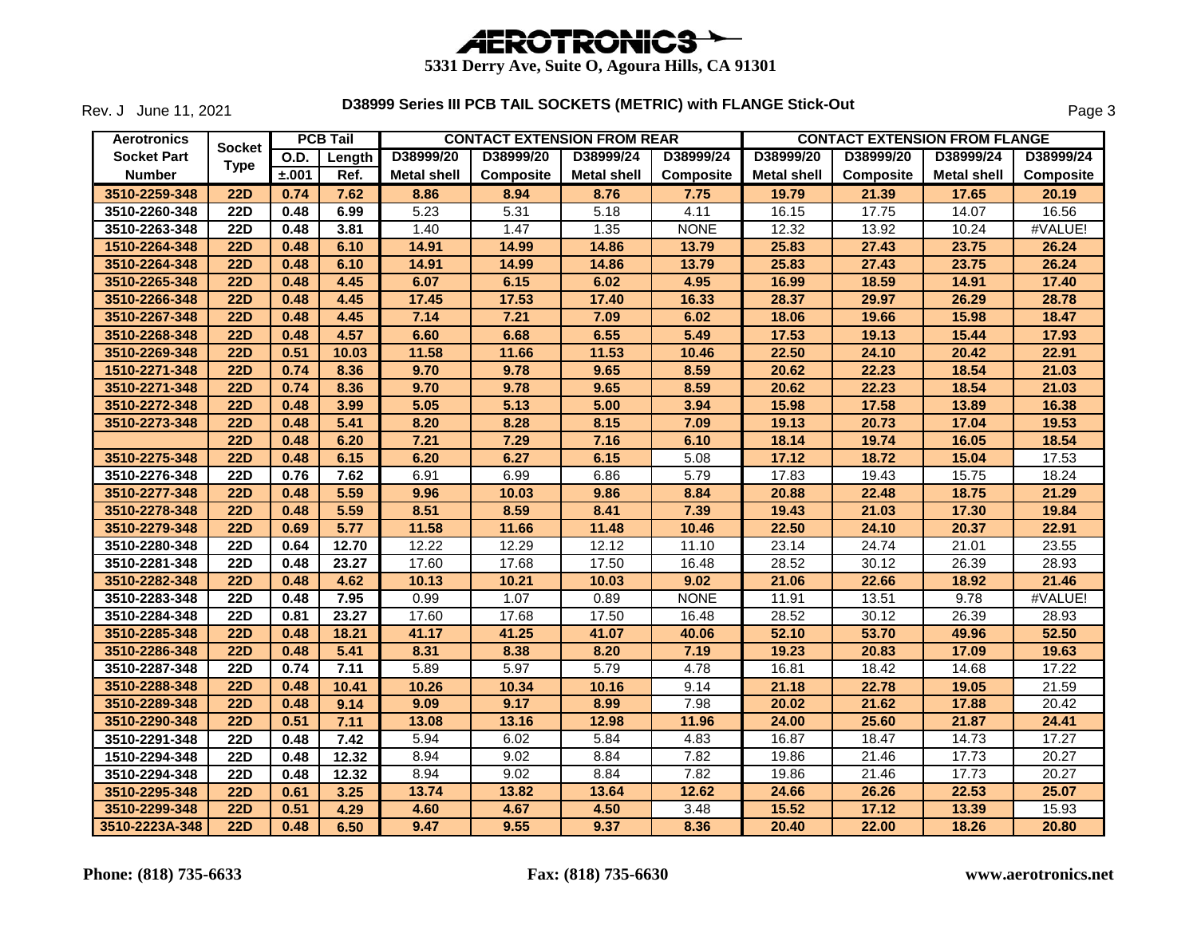# AEROTRONICS

**5331 Derry Ave, Suite O, Agoura Hills, CA 91301**

Rev. J June 11, 2021

**D38999 Series III PCB TAIL SOCKETS (METRIC) with FLANGE Stick-Out**

| Aerotronics Socket Part Number | Socket Type | PCB Tail | | CONTACT EXTENSION FROM REAR | | | | CONTACT EXTENSION FROM FLANGE | | | |
|---|---|---|---|---|---|---|---|---|---|---|---|
| | | O.D. ±.001 | Length Ref. | D38999/20 Metal shell | D38999/20 Composite | D38999/24 Metal shell | D38999/24 Composite | D38999/20 Metal shell | D38999/20 Composite | D38999/24 Metal shell | D38999/24 Composite |
| 3510-2259-348 | 22D | 0.74 | 7.62 | 8.86 | 8.94 | 8.76 | 7.75 | 19.79 | 21.39 | 17.65 | 20.19 |
| 3510-2260-348 | 22D | 0.48 | 6.99 | 5.23 | 5.31 | 5.18 | 4.11 | 16.15 | 17.75 | 14.07 | 16.56 |
| 3510-2263-348 | 22D | 0.48 | 3.81 | 1.40 | 1.47 | 1.35 | NONE | 12.32 | 13.92 | 10.24 | #VALUE! |
| 1510-2264-348 | 22D | 0.48 | 6.10 | 14.91 | 14.99 | 14.86 | 13.79 | 25.83 | 27.43 | 23.75 | 26.24 |
| 3510-2264-348 | 22D | 0.48 | 6.10 | 14.91 | 14.99 | 14.86 | 13.79 | 25.83 | 27.43 | 23.75 | 26.24 |
| 3510-2265-348 | 22D | 0.48 | 4.45 | 6.07 | 6.15 | 6.02 | 4.95 | 16.99 | 18.59 | 14.91 | 17.40 |
| 3510-2266-348 | 22D | 0.48 | 4.45 | 17.45 | 17.53 | 17.40 | 16.33 | 28.37 | 29.97 | 26.29 | 28.78 |
| 3510-2267-348 | 22D | 0.48 | 4.45 | 7.14 | 7.21 | 7.09 | 6.02 | 18.06 | 19.66 | 15.98 | 18.47 |
| 3510-2268-348 | 22D | 0.48 | 4.57 | 6.60 | 6.68 | 6.55 | 5.49 | 17.53 | 19.13 | 15.44 | 17.93 |
| 3510-2269-348 | 22D | 0.51 | 10.03 | 11.58 | 11.66 | 11.53 | 10.46 | 22.50 | 24.10 | 20.42 | 22.91 |
| 1510-2271-348 | 22D | 0.74 | 8.36 | 9.70 | 9.78 | 9.65 | 8.59 | 20.62 | 22.23 | 18.54 | 21.03 |
| 3510-2271-348 | 22D | 0.74 | 8.36 | 9.70 | 9.78 | 9.65 | 8.59 | 20.62 | 22.23 | 18.54 | 21.03 |
| 3510-2272-348 | 22D | 0.48 | 3.99 | 5.05 | 5.13 | 5.00 | 3.94 | 15.98 | 17.58 | 13.89 | 16.38 |
| 3510-2273-348 | 22D | 0.48 | 5.41 | 8.20 | 8.28 | 8.15 | 7.09 | 19.13 | 20.73 | 17.04 | 19.53 |
| | 22D | 0.48 | 6.20 | 7.21 | 7.29 | 7.16 | 6.10 | 18.14 | 19.74 | 16.05 | 18.54 |
| 3510-2275-348 | 22D | 0.48 | 6.15 | 6.20 | 6.27 | 6.15 | 5.08 | 17.12 | 18.72 | 15.04 | 17.53 |
| 3510-2276-348 | 22D | 0.76 | 7.62 | 6.91 | 6.99 | 6.86 | 5.79 | 17.83 | 19.43 | 15.75 | 18.24 |
| 3510-2277-348 | 22D | 0.48 | 5.59 | 9.96 | 10.03 | 9.86 | 8.84 | 20.88 | 22.48 | 18.75 | 21.29 |
| 3510-2278-348 | 22D | 0.48 | 5.59 | 8.51 | 8.59 | 8.41 | 7.39 | 19.43 | 21.03 | 17.30 | 19.84 |
| 3510-2279-348 | 22D | 0.69 | 5.77 | 11.58 | 11.66 | 11.48 | 10.46 | 22.50 | 24.10 | 20.37 | 22.91 |
| 3510-2280-348 | 22D | 0.64 | 12.70 | 12.22 | 12.29 | 12.12 | 11.10 | 23.14 | 24.74 | 21.01 | 23.55 |
| 3510-2281-348 | 22D | 0.48 | 23.27 | 17.60 | 17.68 | 17.50 | 16.48 | 28.52 | 30.12 | 26.39 | 28.93 |
| 3510-2282-348 | 22D | 0.48 | 4.62 | 10.13 | 10.21 | 10.03 | 9.02 | 21.06 | 22.66 | 18.92 | 21.46 |
| 3510-2283-348 | 22D | 0.48 | 7.95 | 0.99 | 1.07 | 0.89 | NONE | 11.91 | 13.51 | 9.78 | #VALUE! |
| 3510-2284-348 | 22D | 0.81 | 23.27 | 17.60 | 17.68 | 17.50 | 16.48 | 28.52 | 30.12 | 26.39 | 28.93 |
| 3510-2285-348 | 22D | 0.48 | 18.21 | 41.17 | 41.25 | 41.07 | 40.06 | 52.10 | 53.70 | 49.96 | 52.50 |
| 3510-2286-348 | 22D | 0.48 | 5.41 | 8.31 | 8.38 | 8.20 | 7.19 | 19.23 | 20.83 | 17.09 | 19.63 |
| 3510-2287-348 | 22D | 0.74 | 7.11 | 5.89 | 5.97 | 5.79 | 4.78 | 16.81 | 18.42 | 14.68 | 17.22 |
| 3510-2288-348 | 22D | 0.48 | 10.41 | 10.26 | 10.34 | 10.16 | 9.14 | 21.18 | 22.78 | 19.05 | 21.59 |
| 3510-2289-348 | 22D | 0.48 | 9.14 | 9.09 | 9.17 | 8.99 | 7.98 | 20.02 | 21.62 | 17.88 | 20.42 |
| 3510-2290-348 | 22D | 0.51 | 7.11 | 13.08 | 13.16 | 12.98 | 11.96 | 24.00 | 25.60 | 21.87 | 24.41 |
| 3510-2291-348 | 22D | 0.48 | 7.42 | 5.94 | 6.02 | 5.84 | 4.83 | 16.87 | 18.47 | 14.73 | 17.27 |
| 1510-2294-348 | 22D | 0.48 | 12.32 | 8.94 | 9.02 | 8.84 | 7.82 | 19.86 | 21.46 | 17.73 | 20.27 |
| 3510-2294-348 | 22D | 0.48 | 12.32 | 8.94 | 9.02 | 8.84 | 7.82 | 19.86 | 21.46 | 17.73 | 20.27 |
| 3510-2295-348 | 22D | 0.61 | 3.25 | 13.74 | 13.82 | 13.64 | 12.62 | 24.66 | 26.26 | 22.53 | 25.07 |
| 3510-2299-348 | 22D | 0.51 | 4.29 | 4.60 | 4.67 | 4.50 | 3.48 | 15.52 | 17.12 | 13.39 | 15.93 |
| 3510-2223A-348 | 22D | 0.48 | 6.50 | 9.47 | 9.55 | 9.37 | 8.36 | 20.40 | 22.00 | 18.26 | 20.80 |

**Phone: (818) 735-6633** **Fax: (818) 735-6630** **www.aerotronics.net**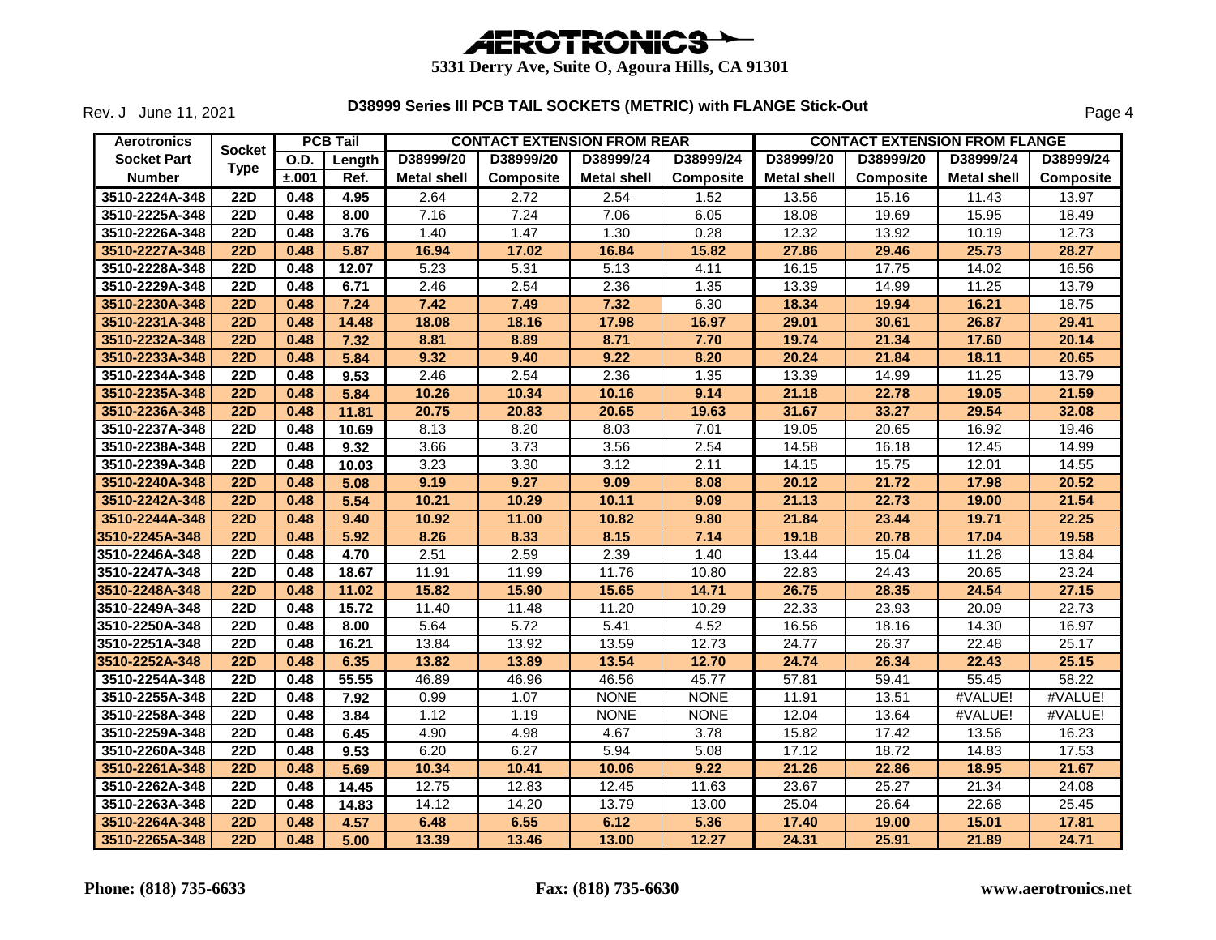# AEROTRONICS

**5331 Derry Ave, Suite O, Agoura Hills, CA 91301**

Rev. J June 11, 2021

## D38999 Series III PCB TAIL SOCKETS (METRIC) with FLANGE Stick-Out

| Aerotronics Socket Part Number | Socket Type | PCB Tail | | CONTACT EXTENSION FROM REAR | | | | CONTACT EXTENSION FROM FLANGE | | | |
|---|---|---|---|---|---|---|---|---|---|---|---|
| | | O.D. ±.001 | Length Ref. | D38999/20 Metal shell | D38999/20 Composite | D38999/24 Metal shell | D38999/24 Composite | D38999/20 Metal shell | D38999/20 Composite | D38999/24 Metal shell | D38999/24 Composite |
| 3510-2224A-348 | 22D | 0.48 | 4.95 | 2.64 | 2.72 | 2.54 | 1.52 | 13.56 | 15.16 | 11.43 | 13.97 |
| 3510-2225A-348 | 22D | 0.48 | 8.00 | 7.16 | 7.24 | 7.06 | 6.05 | 18.08 | 19.69 | 15.95 | 18.49 |
| 3510-2226A-348 | 22D | 0.48 | 3.76 | 1.40 | 1.47 | 1.30 | 0.28 | 12.32 | 13.92 | 10.19 | 12.73 |
| **3510-2227A-348** | **22D** | **0.48** | **5.87** | **16.94** | **17.02** | **16.84** | **15.82** | **27.86** | **29.46** | **25.73** | **28.27** |
| 3510-2228A-348 | 22D | 0.48 | 12.07 | 5.23 | 5.31 | 5.13 | 4.11 | 16.15 | 17.75 | 14.02 | 16.56 |
| 3510-2229A-348 | 22D | 0.48 | 6.71 | 2.46 | 2.54 | 2.36 | 1.35 | 13.39 | 14.99 | 11.25 | 13.79 |
| **3510-2230A-348** | **22D** | **0.48** | **7.24** | **7.42** | **7.49** | **7.32** | 6.30 | **18.34** | **19.94** | **16.21** | 18.75 |
| **3510-2231A-348** | **22D** | **0.48** | **14.48** | **18.08** | **18.16** | **17.98** | **16.97** | **29.01** | **30.61** | **26.87** | **29.41** |
| **3510-2232A-348** | **22D** | **0.48** | **7.32** | **8.81** | **8.89** | **8.71** | **7.70** | **19.74** | **21.34** | **17.60** | **20.14** |
| **3510-2233A-348** | **22D** | **0.48** | **5.84** | **9.32** | **9.40** | **9.22** | **8.20** | **20.24** | **21.84** | **18.11** | **20.65** |
| 3510-2234A-348 | 22D | 0.48 | 9.53 | 2.46 | 2.54 | 2.36 | 1.35 | 13.39 | 14.99 | 11.25 | 13.79 |
| **3510-2235A-348** | **22D** | **0.48** | **5.84** | **10.26** | **10.34** | **10.16** | **9.14** | **21.18** | **22.78** | **19.05** | **21.59** |
| **3510-2236A-348** | **22D** | **0.48** | **11.81** | **20.75** | **20.83** | **20.65** | **19.63** | **31.67** | **33.27** | **29.54** | **32.08** |
| 3510-2237A-348 | 22D | 0.48 | 10.69 | 8.13 | 8.20 | 8.03 | 7.01 | 19.05 | 20.65 | 16.92 | 19.46 |
| 3510-2238A-348 | 22D | 0.48 | 9.32 | 3.66 | 3.73 | 3.56 | 2.54 | 14.58 | 16.18 | 12.45 | 14.99 |
| 3510-2239A-348 | 22D | 0.48 | 10.03 | 3.23 | 3.30 | 3.12 | 2.11 | 14.15 | 15.75 | 12.01 | 14.55 |
| **3510-2240A-348** | **22D** | **0.48** | **5.08** | **9.19** | **9.27** | **9.09** | **8.08** | **20.12** | **21.72** | **17.98** | **20.52** |
| **3510-2242A-348** | **22D** | **0.48** | **5.54** | **10.21** | **10.29** | **10.11** | **9.09** | **21.13** | **22.73** | **19.00** | **21.54** |
| **3510-2244A-348** | **22D** | **0.48** | **9.40** | **10.92** | **11.00** | **10.82** | **9.80** | **21.84** | **23.44** | **19.71** | **22.25** |
| **3510-2245A-348** | **22D** | **0.48** | **5.92** | **8.26** | **8.33** | **8.15** | **7.14** | **19.18** | **20.78** | **17.04** | **19.58** |
| 3510-2246A-348 | 22D | 0.48 | 4.70 | 2.51 | 2.59 | 2.39 | 1.40 | 13.44 | 15.04 | 11.28 | 13.84 |
| 3510-2247A-348 | 22D | 0.48 | 18.67 | 11.91 | 11.99 | 11.76 | 10.80 | 22.83 | 24.43 | 20.65 | 23.24 |
| **3510-2248A-348** | **22D** | **0.48** | **11.02** | **15.82** | **15.90** | **15.65** | **14.71** | **26.75** | **28.35** | **24.54** | **27.15** |
| 3510-2249A-348 | 22D | 0.48 | 15.72 | 11.40 | 11.48 | 11.20 | 10.29 | 22.33 | 23.93 | 20.09 | 22.73 |
| 3510-2250A-348 | 22D | 0.48 | 8.00 | 5.64 | 5.72 | 5.41 | 4.52 | 16.56 | 18.16 | 14.30 | 16.97 |
| 3510-2251A-348 | 22D | 0.48 | 16.21 | 13.84 | 13.92 | 13.59 | 12.73 | 24.77 | 26.37 | 22.48 | 25.17 |
| **3510-2252A-348** | **22D** | **0.48** | **6.35** | **13.82** | **13.89** | **13.54** | **12.70** | **24.74** | **26.34** | **22.43** | **25.15** |
| 3510-2254A-348 | 22D | 0.48 | 55.55 | 46.89 | 46.96 | 46.56 | 45.77 | 57.81 | 59.41 | 55.45 | 58.22 |
| 3510-2255A-348 | 22D | 0.48 | 7.92 | 0.99 | 1.07 | NONE | NONE | 11.91 | 13.51 | #VALUE! | #VALUE! |
| 3510-2258A-348 | 22D | 0.48 | 3.84 | 1.12 | 1.19 | NONE | NONE | 12.04 | 13.64 | #VALUE! | #VALUE! |
| 3510-2259A-348 | 22D | 0.48 | 6.45 | 4.90 | 4.98 | 4.67 | 3.78 | 15.82 | 17.42 | 13.56 | 16.23 |
| 3510-2260A-348 | 22D | 0.48 | 9.53 | 6.20 | 6.27 | 5.94 | 5.08 | 17.12 | 18.72 | 14.83 | 17.53 |
| **3510-2261A-348** | **22D** | **0.48** | **5.69** | **10.34** | **10.41** | **10.06** | **9.22** | **21.26** | **22.86** | **18.95** | **21.67** |
| 3510-2262A-348 | 22D | 0.48 | 14.45 | 12.75 | 12.83 | 12.45 | 11.63 | 23.67 | 25.27 | 21.34 | 24.08 |
| 3510-2263A-348 | 22D | 0.48 | 14.83 | 14.12 | 14.20 | 13.79 | 13.00 | 25.04 | 26.64 | 22.68 | 25.45 |
| **3510-2264A-348** | **22D** | **0.48** | **4.57** | **6.48** | **6.55** | **6.12** | **5.36** | **17.40** | **19.00** | **15.01** | **17.81** |
| **3510-2265A-348** | **22D** | **0.48** | **5.00** | **13.39** | **13.46** | **13.00** | **12.27** | **24.31** | **25.91** | **21.89** | **24.71** |

**Phone: (818) 735-6633** **Fax: (818) 735-6630** **www.aerotronics.net**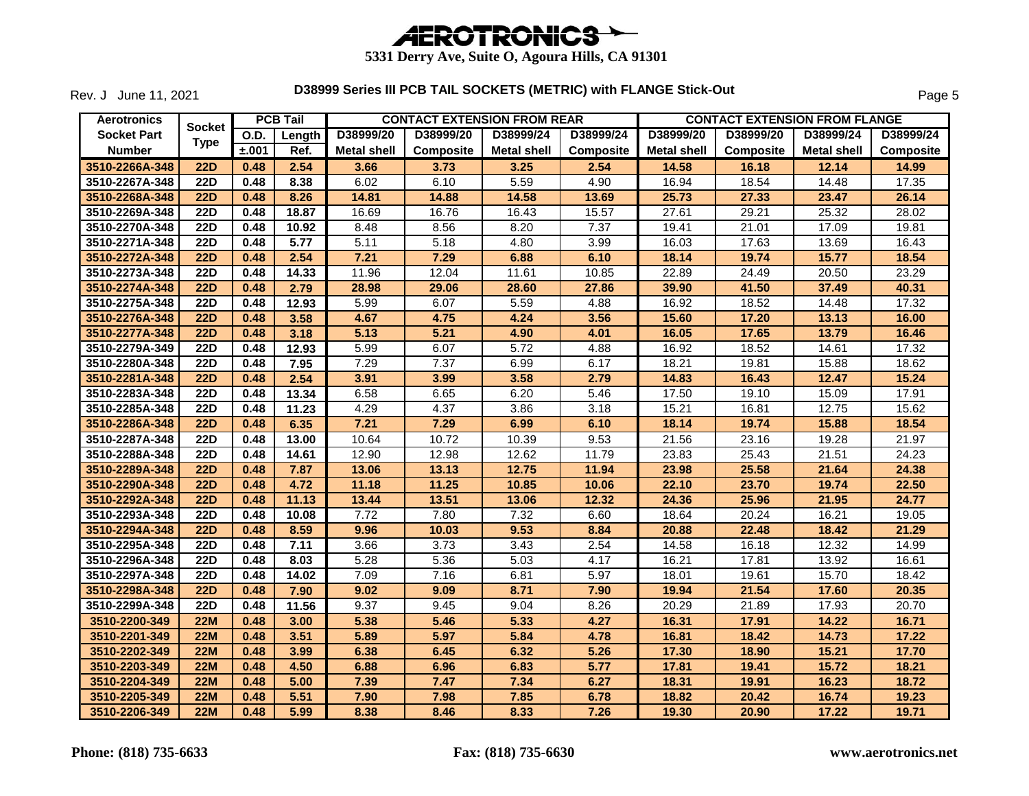# AEROTRONICS

**5331 Derry Ave, Suite O, Agoura Hills, CA 91301**

Rev. J June 11, 2021

## D38999 Series III PCB TAIL SOCKETS (METRIC) with FLANGE Stick-Out

| Aerotronics Socket Part Number | Socket Type | PCB Tail O.D. ±.001 | PCB Tail Length Ref. | CONTACT EXTENSION FROM REAR D38999/20 Metal shell | CONTACT EXTENSION FROM REAR D38999/20 Composite | CONTACT EXTENSION FROM REAR D38999/24 Metal shell | CONTACT EXTENSION FROM REAR D38999/24 Composite | CONTACT EXTENSION FROM FLANGE D38999/20 Metal shell | CONTACT EXTENSION FROM FLANGE D38999/20 Composite | CONTACT EXTENSION FROM FLANGE D38999/24 Metal shell | CONTACT EXTENSION FROM FLANGE D38999/24 Composite |
|---|---|---|---|---|---|---|---|---|---|---|---|
| 3510-2266A-348 | 22D | 0.48 | 2.54 | 3.66 | 3.73 | 3.25 | 2.54 | 14.58 | 16.18 | 12.14 | 14.99 |
| 3510-2267A-348 | 22D | 0.48 | 8.38 | 6.02 | 6.10 | 5.59 | 4.90 | 16.94 | 18.54 | 14.48 | 17.35 |
| 3510-2268A-348 | 22D | 0.48 | 8.26 | 14.81 | 14.88 | 14.58 | 13.69 | 25.73 | 27.33 | 23.47 | 26.14 |
| 3510-2269A-348 | 22D | 0.48 | 18.87 | 16.69 | 16.76 | 16.43 | 15.57 | 27.61 | 29.21 | 25.32 | 28.02 |
| 3510-2270A-348 | 22D | 0.48 | 10.92 | 8.48 | 8.56 | 8.20 | 7.37 | 19.41 | 21.01 | 17.09 | 19.81 |
| 3510-2271A-348 | 22D | 0.48 | 5.77 | 5.11 | 5.18 | 4.80 | 3.99 | 16.03 | 17.63 | 13.69 | 16.43 |
| 3510-2272A-348 | 22D | 0.48 | 2.54 | 7.21 | 7.29 | 6.88 | 6.10 | 18.14 | 19.74 | 15.77 | 18.54 |
| 3510-2273A-348 | 22D | 0.48 | 14.33 | 11.96 | 12.04 | 11.61 | 10.85 | 22.89 | 24.49 | 20.50 | 23.29 |
| 3510-2274A-348 | 22D | 0.48 | 2.79 | 28.98 | 29.06 | 28.60 | 27.86 | 39.90 | 41.50 | 37.49 | 40.31 |
| 3510-2275A-348 | 22D | 0.48 | 12.93 | 5.99 | 6.07 | 5.59 | 4.88 | 16.92 | 18.52 | 14.48 | 17.32 |
| 3510-2276A-348 | 22D | 0.48 | 3.58 | 4.67 | 4.75 | 4.24 | 3.56 | 15.60 | 17.20 | 13.13 | 16.00 |
| 3510-2277A-348 | 22D | 0.48 | 3.18 | 5.13 | 5.21 | 4.90 | 4.01 | 16.05 | 17.65 | 13.79 | 16.46 |
| 3510-2279A-349 | 22D | 0.48 | 12.93 | 5.99 | 6.07 | 5.72 | 4.88 | 16.92 | 18.52 | 14.61 | 17.32 |
| 3510-2280A-348 | 22D | 0.48 | 7.95 | 7.29 | 7.37 | 6.99 | 6.17 | 18.21 | 19.81 | 15.88 | 18.62 |
| 3510-2281A-348 | 22D | 0.48 | 2.54 | 3.91 | 3.99 | 3.58 | 2.79 | 14.83 | 16.43 | 12.47 | 15.24 |
| 3510-2283A-348 | 22D | 0.48 | 13.34 | 6.58 | 6.65 | 6.20 | 5.46 | 17.50 | 19.10 | 15.09 | 17.91 |
| 3510-2285A-348 | 22D | 0.48 | 11.23 | 4.29 | 4.37 | 3.86 | 3.18 | 15.21 | 16.81 | 12.75 | 15.62 |
| 3510-2286A-348 | 22D | 0.48 | 6.35 | 7.21 | 7.29 | 6.99 | 6.10 | 18.14 | 19.74 | 15.88 | 18.54 |
| 3510-2287A-348 | 22D | 0.48 | 13.00 | 10.64 | 10.72 | 10.39 | 9.53 | 21.56 | 23.16 | 19.28 | 21.97 |
| 3510-2288A-348 | 22D | 0.48 | 14.61 | 12.90 | 12.98 | 12.62 | 11.79 | 23.83 | 25.43 | 21.51 | 24.23 |
| 3510-2289A-348 | 22D | 0.48 | 7.87 | 13.06 | 13.13 | 12.75 | 11.94 | 23.98 | 25.58 | 21.64 | 24.38 |
| 3510-2290A-348 | 22D | 0.48 | 4.72 | 11.18 | 11.25 | 10.85 | 10.06 | 22.10 | 23.70 | 19.74 | 22.50 |
| 3510-2292A-348 | 22D | 0.48 | 11.13 | 13.44 | 13.51 | 13.06 | 12.32 | 24.36 | 25.96 | 21.95 | 24.77 |
| 3510-2293A-348 | 22D | 0.48 | 10.08 | 7.72 | 7.80 | 7.32 | 6.60 | 18.64 | 20.24 | 16.21 | 19.05 |
| 3510-2294A-348 | 22D | 0.48 | 8.59 | 9.96 | 10.03 | 9.53 | 8.84 | 20.88 | 22.48 | 18.42 | 21.29 |
| 3510-2295A-348 | 22D | 0.48 | 7.11 | 3.66 | 3.73 | 3.43 | 2.54 | 14.58 | 16.18 | 12.32 | 14.99 |
| 3510-2296A-348 | 22D | 0.48 | 8.03 | 5.28 | 5.36 | 5.03 | 4.17 | 16.21 | 17.81 | 13.92 | 16.61 |
| 3510-2297A-348 | 22D | 0.48 | 14.02 | 7.09 | 7.16 | 6.81 | 5.97 | 18.01 | 19.61 | 15.70 | 18.42 |
| 3510-2298A-348 | 22D | 0.48 | 7.90 | 9.02 | 9.09 | 8.71 | 7.90 | 19.94 | 21.54 | 17.60 | 20.35 |
| 3510-2299A-348 | 22D | 0.48 | 11.56 | 9.37 | 9.45 | 9.04 | 8.26 | 20.29 | 21.89 | 17.93 | 20.70 |
| 3510-2200-349 | 22M | 0.48 | 3.00 | 5.38 | 5.46 | 5.33 | 4.27 | 16.31 | 17.91 | 14.22 | 16.71 |
| 3510-2201-349 | 22M | 0.48 | 3.51 | 5.89 | 5.97 | 5.84 | 4.78 | 16.81 | 18.42 | 14.73 | 17.22 |
| 3510-2202-349 | 22M | 0.48 | 3.99 | 6.38 | 6.45 | 6.32 | 5.26 | 17.30 | 18.90 | 15.21 | 17.70 |
| 3510-2203-349 | 22M | 0.48 | 4.50 | 6.88 | 6.96 | 6.83 | 5.77 | 17.81 | 19.41 | 15.72 | 18.21 |
| 3510-2204-349 | 22M | 0.48 | 5.00 | 7.39 | 7.47 | 7.34 | 6.27 | 18.31 | 19.91 | 16.23 | 18.72 |
| 3510-2205-349 | 22M | 0.48 | 5.51 | 7.90 | 7.98 | 7.85 | 6.78 | 18.82 | 20.42 | 16.74 | 19.23 |
| 3510-2206-349 | 22M | 0.48 | 5.99 | 8.38 | 8.46 | 8.33 | 7.26 | 19.30 | 20.90 | 17.22 | 19.71 |

**Phone: (818) 735-6633** **Fax: (818) 735-6630** **www.aerotronics.net**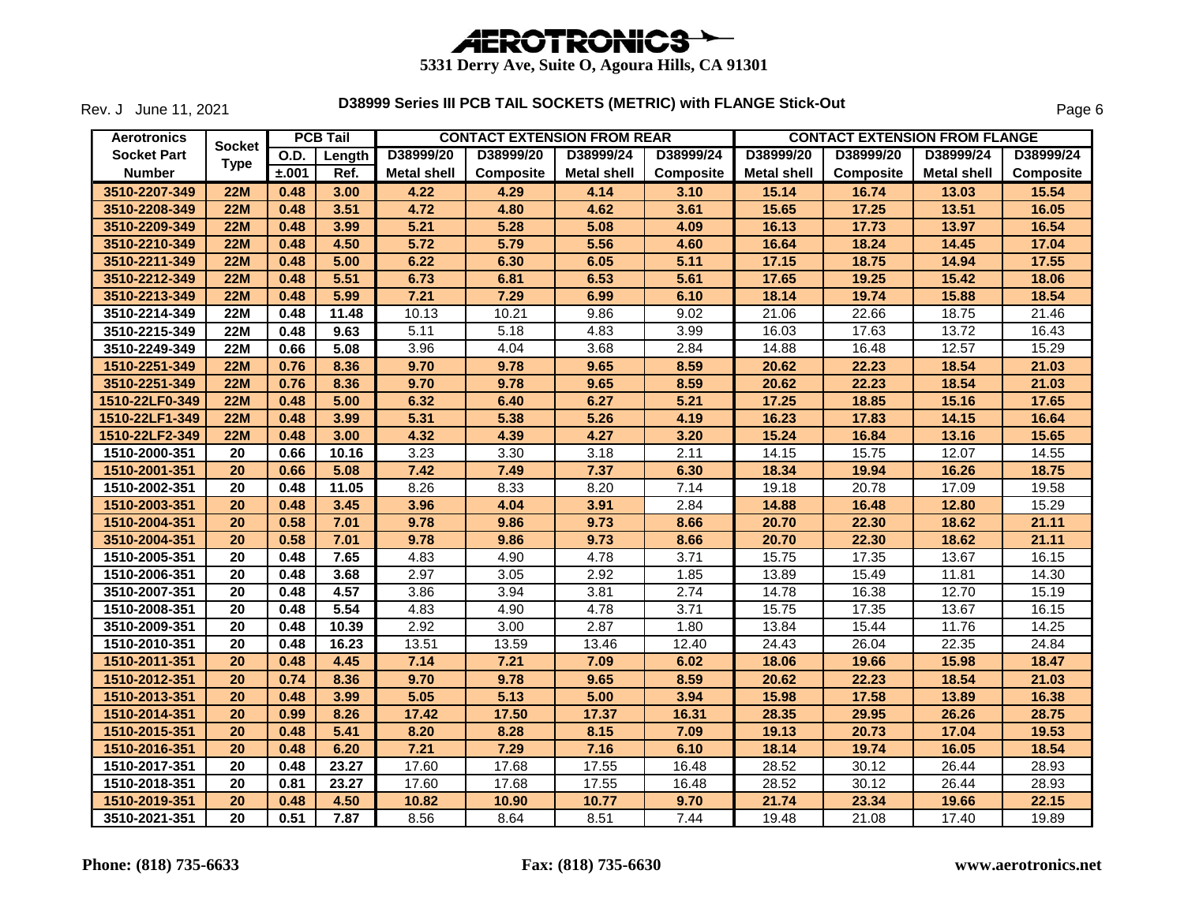# AEROTRONICS

**5331 Derry Ave, Suite O, Agoura Hills, CA 91301**

Rev. J June 11, 2021

## D38999 Series III PCB TAIL SOCKETS (METRIC) with FLANGE Stick-Out

| Aerotronics Socket Part Number | Socket Type | PCB Tail | | CONTACT EXTENSION FROM REAR | | | | CONTACT EXTENSION FROM FLANGE | | | |
|---|---|---|---|---|---|---|---|---|---|---|---|
| | | O.D. ±.001 | Length Ref. | D38999/20 Metal shell | D38999/20 Composite | D38999/24 Metal shell | D38999/24 Composite | D38999/20 Metal shell | D38999/20 Composite | D38999/24 Metal shell | D38999/24 Composite |
| 3510-2207-349 | 22M | 0.48 | 3.00 | 4.22 | 4.29 | 4.14 | 3.10 | 15.14 | 16.74 | 13.03 | 15.54 |
| 3510-2208-349 | 22M | 0.48 | 3.51 | 4.72 | 4.80 | 4.62 | 3.61 | 15.65 | 17.25 | 13.51 | 16.05 |
| 3510-2209-349 | 22M | 0.48 | 3.99 | 5.21 | 5.28 | 5.08 | 4.09 | 16.13 | 17.73 | 13.97 | 16.54 |
| 3510-2210-349 | 22M | 0.48 | 4.50 | 5.72 | 5.79 | 5.56 | 4.60 | 16.64 | 18.24 | 14.45 | 17.04 |
| 3510-2211-349 | 22M | 0.48 | 5.00 | 6.22 | 6.30 | 6.05 | 5.11 | 17.15 | 18.75 | 14.94 | 17.55 |
| 3510-2212-349 | 22M | 0.48 | 5.51 | 6.73 | 6.81 | 6.53 | 5.61 | 17.65 | 19.25 | 15.42 | 18.06 |
| 3510-2213-349 | 22M | 0.48 | 5.99 | 7.21 | 7.29 | 6.99 | 6.10 | 18.14 | 19.74 | 15.88 | 18.54 |
| 3510-2214-349 | 22M | 0.48 | 11.48 | 10.13 | 10.21 | 9.86 | 9.02 | 21.06 | 22.66 | 18.75 | 21.46 |
| 3510-2215-349 | 22M | 0.48 | 9.63 | 5.11 | 5.18 | 4.83 | 3.99 | 16.03 | 17.63 | 13.72 | 16.43 |
| 3510-2249-349 | 22M | 0.66 | 5.08 | 3.96 | 4.04 | 3.68 | 2.84 | 14.88 | 16.48 | 12.57 | 15.29 |
| 1510-2251-349 | 22M | 0.76 | 8.36 | 9.70 | 9.78 | 9.65 | 8.59 | 20.62 | 22.23 | 18.54 | 21.03 |
| 3510-2251-349 | 22M | 0.76 | 8.36 | 9.70 | 9.78 | 9.65 | 8.59 | 20.62 | 22.23 | 18.54 | 21.03 |
| 1510-22LF0-349 | 22M | 0.48 | 5.00 | 6.32 | 6.40 | 6.27 | 5.21 | 17.25 | 18.85 | 15.16 | 17.65 |
| 1510-22LF1-349 | 22M | 0.48 | 3.99 | 5.31 | 5.38 | 5.26 | 4.19 | 16.23 | 17.83 | 14.15 | 16.64 |
| 1510-22LF2-349 | 22M | 0.48 | 3.00 | 4.32 | 4.39 | 4.27 | 3.20 | 15.24 | 16.84 | 13.16 | 15.65 |
| 1510-2000-351 | 20 | 0.66 | 10.16 | 3.23 | 3.30 | 3.18 | 2.11 | 14.15 | 15.75 | 12.07 | 14.55 |
| 1510-2001-351 | 20 | 0.66 | 5.08 | 7.42 | 7.49 | 7.37 | 6.30 | 18.34 | 19.94 | 16.26 | 18.75 |
| 1510-2002-351 | 20 | 0.48 | 11.05 | 8.26 | 8.33 | 8.20 | 7.14 | 19.18 | 20.78 | 17.09 | 19.58 |
| 1510-2003-351 | 20 | 0.48 | 3.45 | 3.96 | 4.04 | 3.91 | 2.84 | 14.88 | 16.48 | 12.80 | 15.29 |
| 1510-2004-351 | 20 | 0.58 | 7.01 | 9.78 | 9.86 | 9.73 | 8.66 | 20.70 | 22.30 | 18.62 | 21.11 |
| 3510-2004-351 | 20 | 0.58 | 7.01 | 9.78 | 9.86 | 9.73 | 8.66 | 20.70 | 22.30 | 18.62 | 21.11 |
| 1510-2005-351 | 20 | 0.48 | 7.65 | 4.83 | 4.90 | 4.78 | 3.71 | 15.75 | 17.35 | 13.67 | 16.15 |
| 1510-2006-351 | 20 | 0.48 | 3.68 | 2.97 | 3.05 | 2.92 | 1.85 | 13.89 | 15.49 | 11.81 | 14.30 |
| 3510-2007-351 | 20 | 0.48 | 4.57 | 3.86 | 3.94 | 3.81 | 2.74 | 14.78 | 16.38 | 12.70 | 15.19 |
| 1510-2008-351 | 20 | 0.48 | 5.54 | 4.83 | 4.90 | 4.78 | 3.71 | 15.75 | 17.35 | 13.67 | 16.15 |
| 3510-2009-351 | 20 | 0.48 | 10.39 | 2.92 | 3.00 | 2.87 | 1.80 | 13.84 | 15.44 | 11.76 | 14.25 |
| 1510-2010-351 | 20 | 0.48 | 16.23 | 13.51 | 13.59 | 13.46 | 12.40 | 24.43 | 26.04 | 22.35 | 24.84 |
| 1510-2011-351 | 20 | 0.48 | 4.45 | 7.14 | 7.21 | 7.09 | 6.02 | 18.06 | 19.66 | 15.98 | 18.47 |
| 1510-2012-351 | 20 | 0.74 | 8.36 | 9.70 | 9.78 | 9.65 | 8.59 | 20.62 | 22.23 | 18.54 | 21.03 |
| 1510-2013-351 | 20 | 0.48 | 3.99 | 5.05 | 5.13 | 5.00 | 3.94 | 15.98 | 17.58 | 13.89 | 16.38 |
| 1510-2014-351 | 20 | 0.99 | 8.26 | 17.42 | 17.50 | 17.37 | 16.31 | 28.35 | 29.95 | 26.26 | 28.75 |
| 1510-2015-351 | 20 | 0.48 | 5.41 | 8.20 | 8.28 | 8.15 | 7.09 | 19.13 | 20.73 | 17.04 | 19.53 |
| 1510-2016-351 | 20 | 0.48 | 6.20 | 7.21 | 7.29 | 7.16 | 6.10 | 18.14 | 19.74 | 16.05 | 18.54 |
| 1510-2017-351 | 20 | 0.48 | 23.27 | 17.60 | 17.68 | 17.55 | 16.48 | 28.52 | 30.12 | 26.44 | 28.93 |
| 1510-2018-351 | 20 | 0.81 | 23.27 | 17.60 | 17.68 | 17.55 | 16.48 | 28.52 | 30.12 | 26.44 | 28.93 |
| 1510-2019-351 | 20 | 0.48 | 4.50 | 10.82 | 10.90 | 10.77 | 9.70 | 21.74 | 23.34 | 19.66 | 22.15 |
| 3510-2021-351 | 20 | 0.51 | 7.87 | 8.56 | 8.64 | 8.51 | 7.44 | 19.48 | 21.08 | 17.40 | 19.89 |

**Phone: (818) 735-6633** **Fax: (818) 735-6630** **www.aerotronics.net**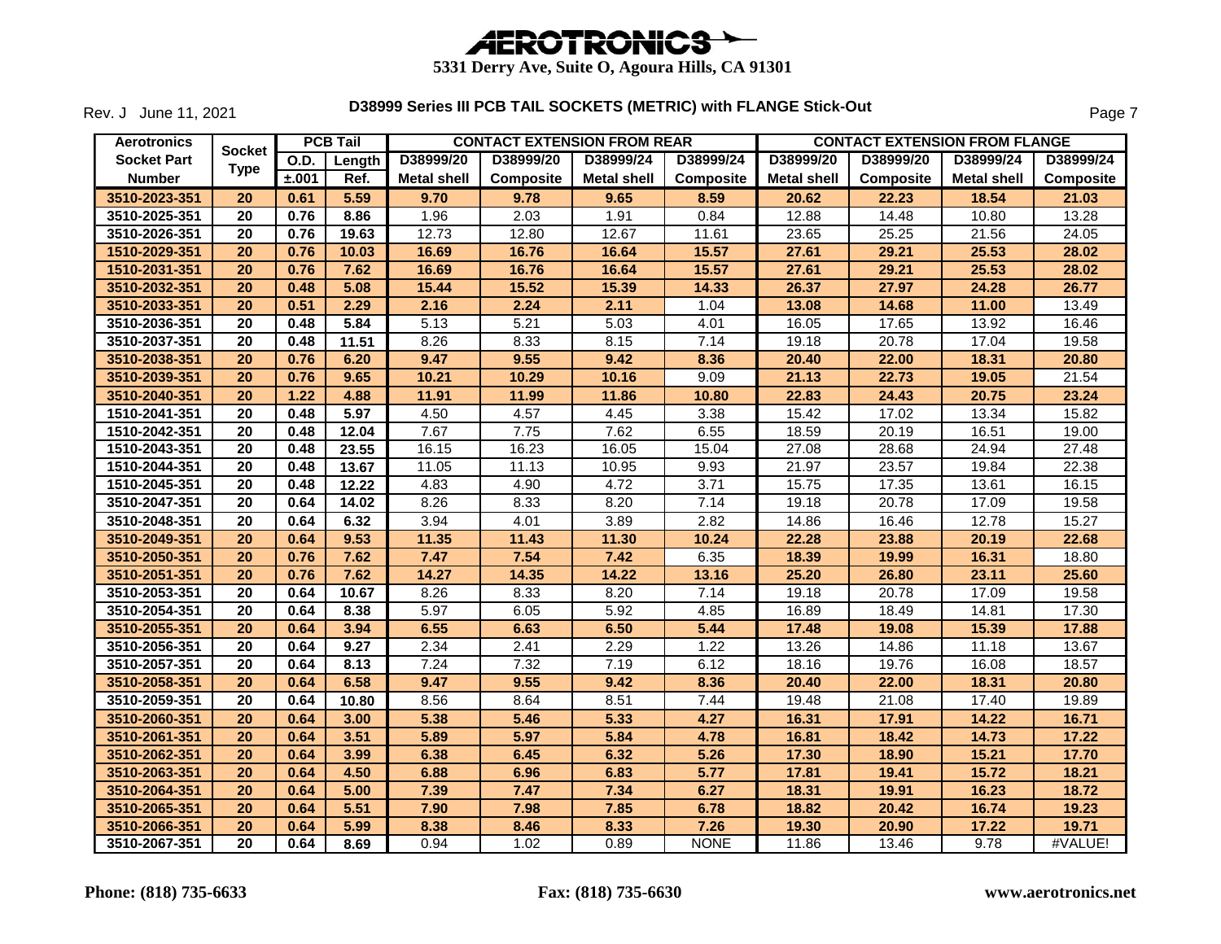# AEROTRONICS

**5331 Derry Ave, Suite O, Agoura Hills, CA 91301**

Rev. J June 11, 2021

## D38999 Series III PCB TAIL SOCKETS (METRIC) with FLANGE Stick-Out

| Aerotronics Socket Part Number | Socket Type | PCB Tail O.D. ±.001 | PCB Tail Length Ref. | CONTACT EXTENSION FROM REAR D38999/20 Metal shell | D38999/20 Composite | D38999/24 Metal shell | D38999/24 Composite | CONTACT EXTENSION FROM FLANGE D38999/20 Metal shell | D38999/20 Composite | D38999/24 Metal shell | D38999/24 Composite |
|---|---|---|---|---|---|---|---|---|---|---|---|
| **3510-2023-351** | **20** | **0.61** | **5.59** | **9.70** | **9.78** | **9.65** | **8.59** | **20.62** | **22.23** | **18.54** | **21.03** |
| **3510-2025-351** | **20** | **0.76** | **8.86** | 1.96 | 2.03 | 1.91 | 0.84 | 12.88 | 14.48 | 10.80 | 13.28 |
| **3510-2026-351** | **20** | **0.76** | **19.63** | 12.73 | 12.80 | 12.67 | 11.61 | 23.65 | 25.25 | 21.56 | 24.05 |
| **1510-2029-351** | **20** | **0.76** | **10.03** | **16.69** | **16.76** | **16.64** | **15.57** | **27.61** | **29.21** | **25.53** | **28.02** |
| **1510-2031-351** | **20** | **0.76** | **7.62** | **16.69** | **16.76** | **16.64** | **15.57** | **27.61** | **29.21** | **25.53** | **28.02** |
| **3510-2032-351** | **20** | **0.48** | **5.08** | **15.44** | **15.52** | **15.39** | **14.33** | **26.37** | **27.97** | **24.28** | **26.77** |
| **3510-2033-351** | **20** | **0.51** | **2.29** | **2.16** | **2.24** | **2.11** | 1.04 | **13.08** | **14.68** | **11.00** | 13.49 |
| **3510-2036-351** | **20** | **0.48** | **5.84** | 5.13 | 5.21 | 5.03 | 4.01 | 16.05 | 17.65 | 13.92 | 16.46 |
| **3510-2037-351** | **20** | **0.48** | **11.51** | 8.26 | 8.33 | 8.15 | 7.14 | 19.18 | 20.78 | 17.04 | 19.58 |
| **3510-2038-351** | **20** | **0.76** | **6.20** | **9.47** | **9.55** | **9.42** | **8.36** | **20.40** | **22.00** | **18.31** | **20.80** |
| **3510-2039-351** | **20** | **0.76** | **9.65** | **10.21** | **10.29** | **10.16** | 9.09 | **21.13** | **22.73** | **19.05** | 21.54 |
| **3510-2040-351** | **20** | **1.22** | **4.88** | **11.91** | **11.99** | **11.86** | **10.80** | **22.83** | **24.43** | **20.75** | **23.24** |
| **1510-2041-351** | **20** | **0.48** | **5.97** | 4.50 | 4.57 | 4.45 | 3.38 | 15.42 | 17.02 | 13.34 | 15.82 |
| **1510-2042-351** | **20** | **0.48** | **12.04** | 7.67 | 7.75 | 7.62 | 6.55 | 18.59 | 20.19 | 16.51 | 19.00 |
| **1510-2043-351** | **20** | **0.48** | **23.55** | 16.15 | 16.23 | 16.05 | 15.04 | 27.08 | 28.68 | 24.94 | 27.48 |
| **1510-2044-351** | **20** | **0.48** | **13.67** | 11.05 | 11.13 | 10.95 | 9.93 | 21.97 | 23.57 | 19.84 | 22.38 |
| **1510-2045-351** | **20** | **0.48** | **12.22** | 4.83 | 4.90 | 4.72 | 3.71 | 15.75 | 17.35 | 13.61 | 16.15 |
| **3510-2047-351** | **20** | **0.64** | **14.02** | 8.26 | 8.33 | 8.20 | 7.14 | 19.18 | 20.78 | 17.09 | 19.58 |
| **3510-2048-351** | **20** | **0.64** | **6.32** | 3.94 | 4.01 | 3.89 | 2.82 | 14.86 | 16.46 | 12.78 | 15.27 |
| **3510-2049-351** | **20** | **0.64** | **9.53** | **11.35** | **11.43** | **11.30** | **10.24** | **22.28** | **23.88** | **20.19** | **22.68** |
| **3510-2050-351** | **20** | **0.76** | **7.62** | **7.47** | **7.54** | **7.42** | 6.35 | **18.39** | **19.99** | **16.31** | 18.80 |
| **3510-2051-351** | **20** | **0.76** | **7.62** | **14.27** | **14.35** | **14.22** | **13.16** | **25.20** | **26.80** | **23.11** | **25.60** |
| **3510-2053-351** | **20** | **0.64** | **10.67** | 8.26 | 8.33 | 8.20 | 7.14 | 19.18 | 20.78 | 17.09 | 19.58 |
| **3510-2054-351** | **20** | **0.64** | **8.38** | 5.97 | 6.05 | 5.92 | 4.85 | 16.89 | 18.49 | 14.81 | 17.30 |
| **3510-2055-351** | **20** | **0.64** | **3.94** | **6.55** | **6.63** | **6.50** | **5.44** | **17.48** | **19.08** | **15.39** | **17.88** |
| **3510-2056-351** | **20** | **0.64** | **9.27** | 2.34 | 2.41 | 2.29 | 1.22 | 13.26 | 14.86 | 11.18 | 13.67 |
| **3510-2057-351** | **20** | **0.64** | **8.13** | 7.24 | 7.32 | 7.19 | 6.12 | 18.16 | 19.76 | 16.08 | 18.57 |
| **3510-2058-351** | **20** | **0.64** | **6.58** | **9.47** | **9.55** | **9.42** | **8.36** | **20.40** | **22.00** | **18.31** | **20.80** |
| **3510-2059-351** | **20** | **0.64** | **10.80** | 8.56 | 8.64 | 8.51 | 7.44 | 19.48 | 21.08 | 17.40 | 19.89 |
| **3510-2060-351** | **20** | **0.64** | **3.00** | **5.38** | **5.46** | **5.33** | **4.27** | **16.31** | **17.91** | **14.22** | **16.71** |
| **3510-2061-351** | **20** | **0.64** | **3.51** | **5.89** | **5.97** | **5.84** | **4.78** | **16.81** | **18.42** | **14.73** | **17.22** |
| **3510-2062-351** | **20** | **0.64** | **3.99** | **6.38** | **6.45** | **6.32** | **5.26** | **17.30** | **18.90** | **15.21** | **17.70** |
| **3510-2063-351** | **20** | **0.64** | **4.50** | **6.88** | **6.96** | **6.83** | **5.77** | **17.81** | **19.41** | **15.72** | **18.21** |
| **3510-2064-351** | **20** | **0.64** | **5.00** | **7.39** | **7.47** | **7.34** | **6.27** | **18.31** | **19.91** | **16.23** | **18.72** |
| **3510-2065-351** | **20** | **0.64** | **5.51** | **7.90** | **7.98** | **7.85** | **6.78** | **18.82** | **20.42** | **16.74** | **19.23** |
| **3510-2066-351** | **20** | **0.64** | **5.99** | **8.38** | **8.46** | **8.33** | **7.26** | **19.30** | **20.90** | **17.22** | **19.71** |
| **3510-2067-351** | **20** | **0.64** | **8.69** | 0.94 | 1.02 | 0.89 | NONE | 11.86 | 13.46 | 9.78 | #VALUE! |

**Phone: (818) 735-6633** **Fax: (818) 735-6630** **www.aerotronics.net**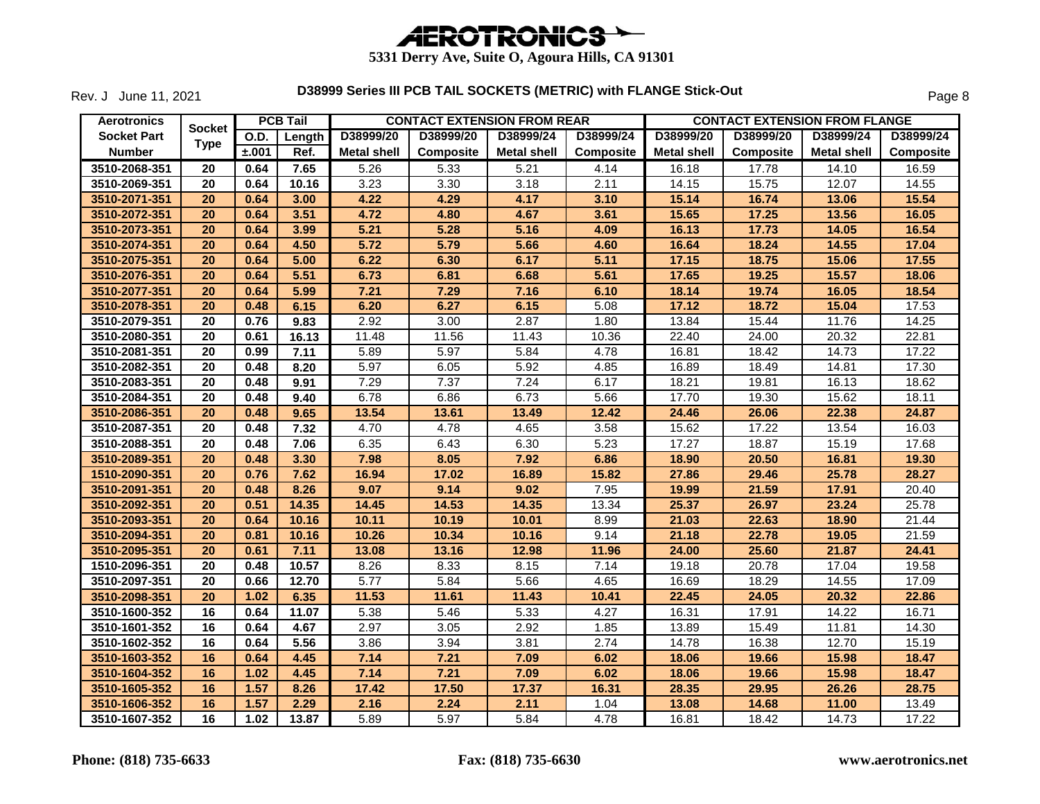# AEROTRONICS

**5331 Derry Ave, Suite O, Agoura Hills, CA 91301**

Rev. J June 11, 2021

## D38999 Series III PCB TAIL SOCKETS (METRIC) with FLANGE Stick-Out

| Aerotronics Socket Part Number | Socket Type | PCB Tail O.D. ±.001 | PCB Tail Length Ref. | CONTACT EXTENSION FROM REAR D38999/20 Metal shell | CONTACT EXTENSION FROM REAR D38999/20 Composite | CONTACT EXTENSION FROM REAR D38999/24 Metal shell | CONTACT EXTENSION FROM REAR D38999/24 Composite | CONTACT EXTENSION FROM FLANGE D38999/20 Metal shell | CONTACT EXTENSION FROM FLANGE D38999/20 Composite | CONTACT EXTENSION FROM FLANGE D38999/24 Metal shell | CONTACT EXTENSION FROM FLANGE D38999/24 Composite |
|---|---|---|---|---|---|---|---|---|---|---|---|
| 3510-2068-351 | 20 | 0.64 | 7.65 | 5.26 | 5.33 | 5.21 | 4.14 | 16.18 | 17.78 | 14.10 | 16.59 |
| 3510-2069-351 | 20 | 0.64 | 10.16 | 3.23 | 3.30 | 3.18 | 2.11 | 14.15 | 15.75 | 12.07 | 14.55 |
| 3510-2071-351 | 20 | 0.64 | 3.00 | 4.22 | 4.29 | 4.17 | 3.10 | 15.14 | 16.74 | 13.06 | 15.54 |
| 3510-2072-351 | 20 | 0.64 | 3.51 | 4.72 | 4.80 | 4.67 | 3.61 | 15.65 | 17.25 | 13.56 | 16.05 |
| 3510-2073-351 | 20 | 0.64 | 3.99 | 5.21 | 5.28 | 5.16 | 4.09 | 16.13 | 17.73 | 14.05 | 16.54 |
| 3510-2074-351 | 20 | 0.64 | 4.50 | 5.72 | 5.79 | 5.66 | 4.60 | 16.64 | 18.24 | 14.55 | 17.04 |
| 3510-2075-351 | 20 | 0.64 | 5.00 | 6.22 | 6.30 | 6.17 | 5.11 | 17.15 | 18.75 | 15.06 | 17.55 |
| 3510-2076-351 | 20 | 0.64 | 5.51 | 6.73 | 6.81 | 6.68 | 5.61 | 17.65 | 19.25 | 15.57 | 18.06 |
| 3510-2077-351 | 20 | 0.64 | 5.99 | 7.21 | 7.29 | 7.16 | 6.10 | 18.14 | 19.74 | 16.05 | 18.54 |
| 3510-2078-351 | 20 | 0.48 | 6.15 | 6.20 | 6.27 | 6.15 | 5.08 | 17.12 | 18.72 | 15.04 | 17.53 |
| 3510-2079-351 | 20 | 0.76 | 9.83 | 2.92 | 3.00 | 2.87 | 1.80 | 13.84 | 15.44 | 11.76 | 14.25 |
| 3510-2080-351 | 20 | 0.61 | 16.13 | 11.48 | 11.56 | 11.43 | 10.36 | 22.40 | 24.00 | 20.32 | 22.81 |
| 3510-2081-351 | 20 | 0.99 | 7.11 | 5.89 | 5.97 | 5.84 | 4.78 | 16.81 | 18.42 | 14.73 | 17.22 |
| 3510-2082-351 | 20 | 0.48 | 8.20 | 5.97 | 6.05 | 5.92 | 4.85 | 16.89 | 18.49 | 14.81 | 17.30 |
| 3510-2083-351 | 20 | 0.48 | 9.91 | 7.29 | 7.37 | 7.24 | 6.17 | 18.21 | 19.81 | 16.13 | 18.62 |
| 3510-2084-351 | 20 | 0.48 | 9.40 | 6.78 | 6.86 | 6.73 | 5.66 | 17.70 | 19.30 | 15.62 | 18.11 |
| 3510-2086-351 | 20 | 0.48 | 9.65 | 13.54 | 13.61 | 13.49 | 12.42 | 24.46 | 26.06 | 22.38 | 24.87 |
| 3510-2087-351 | 20 | 0.48 | 7.32 | 4.70 | 4.78 | 4.65 | 3.58 | 15.62 | 17.22 | 13.54 | 16.03 |
| 3510-2088-351 | 20 | 0.48 | 7.06 | 6.35 | 6.43 | 6.30 | 5.23 | 17.27 | 18.87 | 15.19 | 17.68 |
| 3510-2089-351 | 20 | 0.48 | 3.30 | 7.98 | 8.05 | 7.92 | 6.86 | 18.90 | 20.50 | 16.81 | 19.30 |
| 1510-2090-351 | 20 | 0.76 | 7.62 | 16.94 | 17.02 | 16.89 | 15.82 | 27.86 | 29.46 | 25.78 | 28.27 |
| 3510-2091-351 | 20 | 0.48 | 8.26 | 9.07 | 9.14 | 9.02 | 7.95 | 19.99 | 21.59 | 17.91 | 20.40 |
| 3510-2092-351 | 20 | 0.51 | 14.35 | 14.45 | 14.53 | 14.35 | 13.34 | 25.37 | 26.97 | 23.24 | 25.78 |
| 3510-2093-351 | 20 | 0.64 | 10.16 | 10.11 | 10.19 | 10.01 | 8.99 | 21.03 | 22.63 | 18.90 | 21.44 |
| 3510-2094-351 | 20 | 0.81 | 10.16 | 10.26 | 10.34 | 10.16 | 9.14 | 21.18 | 22.78 | 19.05 | 21.59 |
| 3510-2095-351 | 20 | 0.61 | 7.11 | 13.08 | 13.16 | 12.98 | 11.96 | 24.00 | 25.60 | 21.87 | 24.41 |
| 1510-2096-351 | 20 | 0.48 | 10.57 | 8.26 | 8.33 | 8.15 | 7.14 | 19.18 | 20.78 | 17.04 | 19.58 |
| 3510-2097-351 | 20 | 0.66 | 12.70 | 5.77 | 5.84 | 5.66 | 4.65 | 16.69 | 18.29 | 14.55 | 17.09 |
| 3510-2098-351 | 20 | 1.02 | 6.35 | 11.53 | 11.61 | 11.43 | 10.41 | 22.45 | 24.05 | 20.32 | 22.86 |
| 3510-1600-352 | 16 | 0.64 | 11.07 | 5.38 | 5.46 | 5.33 | 4.27 | 16.31 | 17.91 | 14.22 | 16.71 |
| 3510-1601-352 | 16 | 0.64 | 4.67 | 2.97 | 3.05 | 2.92 | 1.85 | 13.89 | 15.49 | 11.81 | 14.30 |
| 3510-1602-352 | 16 | 0.64 | 5.56 | 3.86 | 3.94 | 3.81 | 2.74 | 14.78 | 16.38 | 12.70 | 15.19 |
| 3510-1603-352 | 16 | 0.64 | 4.45 | 7.14 | 7.21 | 7.09 | 6.02 | 18.06 | 19.66 | 15.98 | 18.47 |
| 3510-1604-352 | 16 | 1.02 | 4.45 | 7.14 | 7.21 | 7.09 | 6.02 | 18.06 | 19.66 | 15.98 | 18.47 |
| 3510-1605-352 | 16 | 1.57 | 8.26 | 17.42 | 17.50 | 17.37 | 16.31 | 28.35 | 29.95 | 26.26 | 28.75 |
| 3510-1606-352 | 16 | 1.57 | 2.29 | 2.16 | 2.24 | 2.11 | 1.04 | 13.08 | 14.68 | 11.00 | 13.49 |
| 3510-1607-352 | 16 | 1.02 | 13.87 | 5.89 | 5.97 | 5.84 | 4.78 | 16.81 | 18.42 | 14.73 | 17.22 |

**Phone: (818) 735-6633** **Fax: (818) 735-6630** **www.aerotronics.net**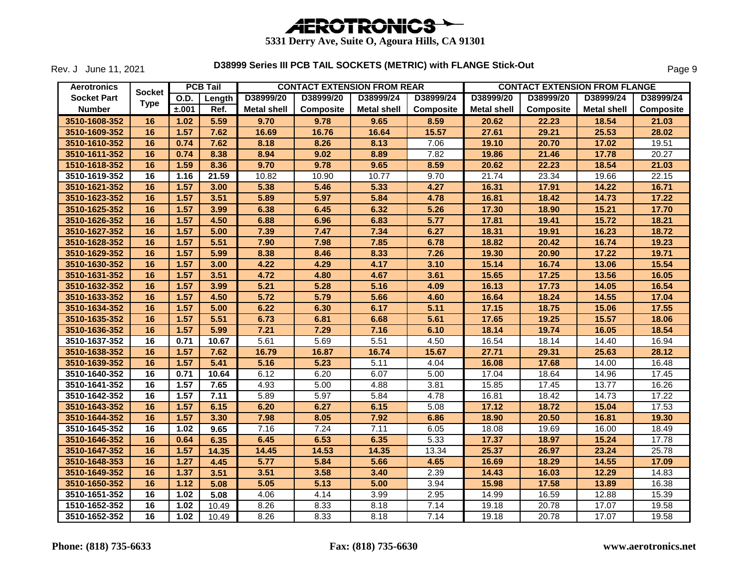# AEROTRONICS

**5331 Derry Ave, Suite O, Agoura Hills, CA 91301**

Rev. J June 11, 2021

## D38999 Series III PCB TAIL SOCKETS (METRIC) with FLANGE Stick-Out

| Aerotronics Socket Part Number | Socket Type | PCB Tail | | CONTACT EXTENSION FROM REAR | | | | CONTACT EXTENSION FROM FLANGE | | | |
|---|---|---|---|---|---|---|---|---|---|---|---|
| | | O.D. ±.001 | Length Ref. | D38999/20 Metal shell | D38999/20 Composite | D38999/24 Metal shell | D38999/24 Composite | D38999/20 Metal shell | D38999/20 Composite | D38999/24 Metal shell | D38999/24 Composite |
| 3510-1608-352 | 16 | 1.02 | 5.59 | 9.70 | 9.78 | 9.65 | 8.59 | 20.62 | 22.23 | 18.54 | 21.03 |
| 3510-1609-352 | 16 | 1.57 | 7.62 | 16.69 | 16.76 | 16.64 | 15.57 | 27.61 | 29.21 | 25.53 | 28.02 |
| 3510-1610-352 | 16 | 0.74 | 7.62 | 8.18 | 8.26 | 8.13 | 7.06 | 19.10 | 20.70 | 17.02 | 19.51 |
| 3510-1611-352 | 16 | 0.74 | 8.38 | 8.94 | 9.02 | 8.89 | 7.82 | 19.86 | 21.46 | 17.78 | 20.27 |
| 1510-1618-352 | 16 | 1.59 | 8.36 | 9.70 | 9.78 | 9.65 | 8.59 | 20.62 | 22.23 | 18.54 | 21.03 |
| 3510-1619-352 | 16 | 1.16 | 21.59 | 10.82 | 10.90 | 10.77 | 9.70 | 21.74 | 23.34 | 19.66 | 22.15 |
| 3510-1621-352 | 16 | 1.57 | 3.00 | 5.38 | 5.46 | 5.33 | 4.27 | 16.31 | 17.91 | 14.22 | 16.71 |
| 3510-1623-352 | 16 | 1.57 | 3.51 | 5.89 | 5.97 | 5.84 | 4.78 | 16.81 | 18.42 | 14.73 | 17.22 |
| 3510-1625-352 | 16 | 1.57 | 3.99 | 6.38 | 6.45 | 6.32 | 5.26 | 17.30 | 18.90 | 15.21 | 17.70 |
| 3510-1626-352 | 16 | 1.57 | 4.50 | 6.88 | 6.96 | 6.83 | 5.77 | 17.81 | 19.41 | 15.72 | 18.21 |
| 3510-1627-352 | 16 | 1.57 | 5.00 | 7.39 | 7.47 | 7.34 | 6.27 | 18.31 | 19.91 | 16.23 | 18.72 |
| 3510-1628-352 | 16 | 1.57 | 5.51 | 7.90 | 7.98 | 7.85 | 6.78 | 18.82 | 20.42 | 16.74 | 19.23 |
| 3510-1629-352 | 16 | 1.57 | 5.99 | 8.38 | 8.46 | 8.33 | 7.26 | 19.30 | 20.90 | 17.22 | 19.71 |
| 3510-1630-352 | 16 | 1.57 | 3.00 | 4.22 | 4.29 | 4.17 | 3.10 | 15.14 | 16.74 | 13.06 | 15.54 |
| 3510-1631-352 | 16 | 1.57 | 3.51 | 4.72 | 4.80 | 4.67 | 3.61 | 15.65 | 17.25 | 13.56 | 16.05 |
| 3510-1632-352 | 16 | 1.57 | 3.99 | 5.21 | 5.28 | 5.16 | 4.09 | 16.13 | 17.73 | 14.05 | 16.54 |
| 3510-1633-352 | 16 | 1.57 | 4.50 | 5.72 | 5.79 | 5.66 | 4.60 | 16.64 | 18.24 | 14.55 | 17.04 |
| 3510-1634-352 | 16 | 1.57 | 5.00 | 6.22 | 6.30 | 6.17 | 5.11 | 17.15 | 18.75 | 15.06 | 17.55 |
| 3510-1635-352 | 16 | 1.57 | 5.51 | 6.73 | 6.81 | 6.68 | 5.61 | 17.65 | 19.25 | 15.57 | 18.06 |
| 3510-1636-352 | 16 | 1.57 | 5.99 | 7.21 | 7.29 | 7.16 | 6.10 | 18.14 | 19.74 | 16.05 | 18.54 |
| 3510-1637-352 | 16 | 0.71 | 10.67 | 5.61 | 5.69 | 5.51 | 4.50 | 16.54 | 18.14 | 14.40 | 16.94 |
| 3510-1638-352 | 16 | 1.57 | 7.62 | 16.79 | 16.87 | 16.74 | 15.67 | 27.71 | 29.31 | 25.63 | 28.12 |
| 3510-1639-352 | 16 | 1.57 | 5.41 | 5.16 | 5.23 | 5.11 | 4.04 | 16.08 | 17.68 | 14.00 | 16.48 |
| 3510-1640-352 | 16 | 0.71 | 10.64 | 6.12 | 6.20 | 6.07 | 5.00 | 17.04 | 18.64 | 14.96 | 17.45 |
| 3510-1641-352 | 16 | 1.57 | 7.65 | 4.93 | 5.00 | 4.88 | 3.81 | 15.85 | 17.45 | 13.77 | 16.26 |
| 3510-1642-352 | 16 | 1.57 | 7.11 | 5.89 | 5.97 | 5.84 | 4.78 | 16.81 | 18.42 | 14.73 | 17.22 |
| 3510-1643-352 | 16 | 1.57 | 6.15 | 6.20 | 6.27 | 6.15 | 5.08 | 17.12 | 18.72 | 15.04 | 17.53 |
| 3510-1644-352 | 16 | 1.57 | 3.30 | 7.98 | 8.05 | 7.92 | 6.86 | 18.90 | 20.50 | 16.81 | 19.30 |
| 3510-1645-352 | 16 | 1.02 | 9.65 | 7.16 | 7.24 | 7.11 | 6.05 | 18.08 | 19.69 | 16.00 | 18.49 |
| 3510-1646-352 | 16 | 0.64 | 6.35 | 6.45 | 6.53 | 6.35 | 5.33 | 17.37 | 18.97 | 15.24 | 17.78 |
| 3510-1647-352 | 16 | 1.57 | 14.35 | 14.45 | 14.53 | 14.35 | 13.34 | 25.37 | 26.97 | 23.24 | 25.78 |
| 3510-1648-353 | 16 | 1.27 | 4.45 | 5.77 | 5.84 | 5.66 | 4.65 | 16.69 | 18.29 | 14.55 | 17.09 |
| 3510-1649-352 | 16 | 1.37 | 3.51 | 3.51 | 3.58 | 3.40 | 2.39 | 14.43 | 16.03 | 12.29 | 14.83 |
| 3510-1650-352 | 16 | 1.12 | 5.08 | 5.05 | 5.13 | 5.00 | 3.94 | 15.98 | 17.58 | 13.89 | 16.38 |
| 3510-1651-352 | 16 | 1.02 | 5.08 | 4.06 | 4.14 | 3.99 | 2.95 | 14.99 | 16.59 | 12.88 | 15.39 |
| 1510-1652-352 | 16 | 1.02 | 10.49 | 8.26 | 8.33 | 8.18 | 7.14 | 19.18 | 20.78 | 17.07 | 19.58 |
| 3510-1652-352 | 16 | 1.02 | 10.49 | 8.26 | 8.33 | 8.18 | 7.14 | 19.18 | 20.78 | 17.07 | 19.58 |

**Phone: (818) 735-6633** **Fax: (818) 735-6630** **www.aerotronics.net**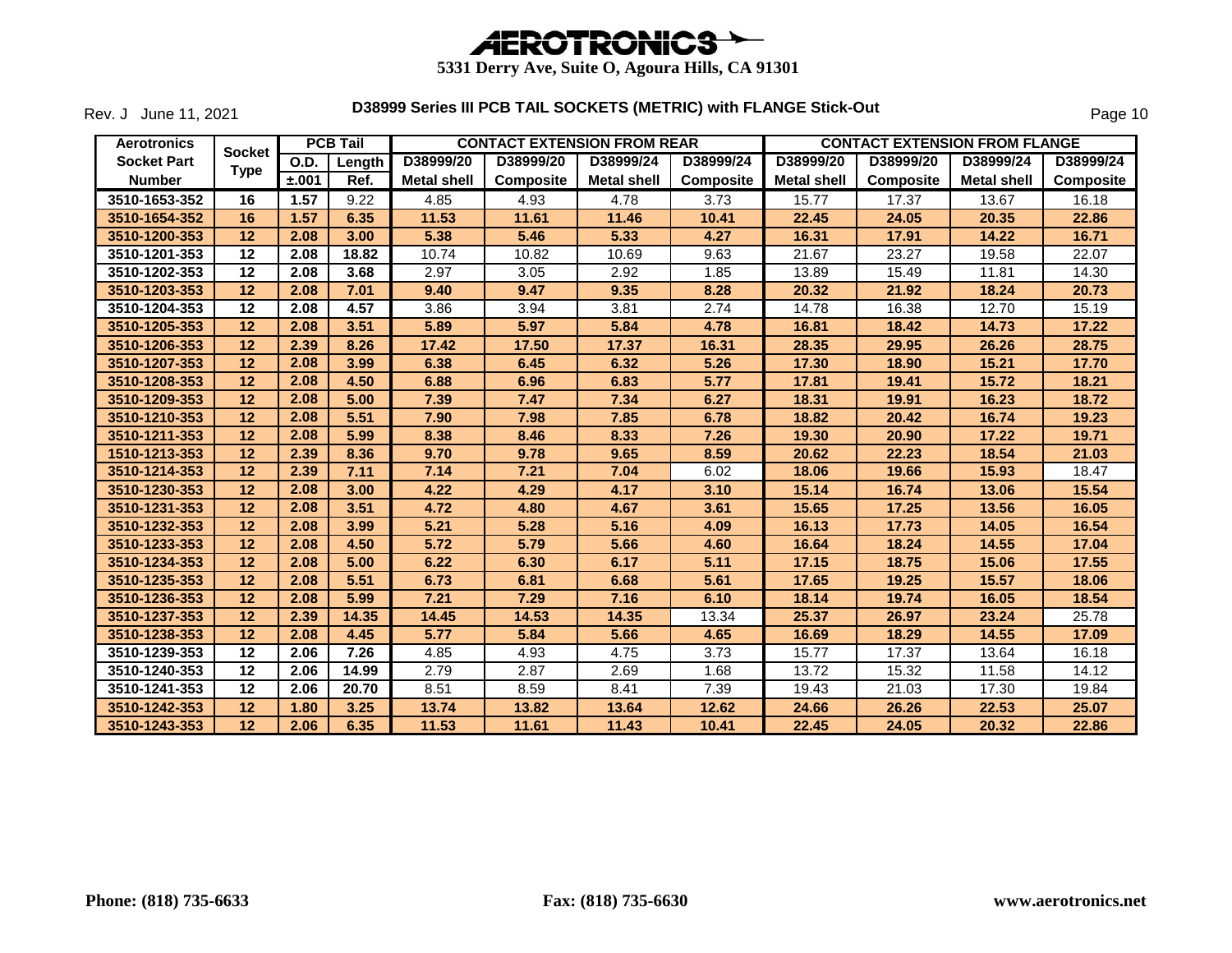# AEROTRONICS

**5331 Derry Ave, Suite O, Agoura Hills, CA 91301**

Rev. J June 11, 2021

## D38999 Series III PCB TAIL SOCKETS (METRIC) with FLANGE Stick-Out

| Aerotronics Socket Part Number | Socket Type | PCB Tail O.D. ±.001 | PCB Tail Length Ref. | CONTACT EXTENSION FROM REAR D38999/20 Metal shell | D38999/20 Composite | D38999/24 Metal shell | D38999/24 Composite | CONTACT EXTENSION FROM FLANGE D38999/20 Metal shell | D38999/20 Composite | D38999/24 Metal shell | D38999/24 Composite |
|---|---|---|---|---|---|---|---|---|---|---|---|
| 3510-1653-352 | 16 | 1.57 | 9.22 | 4.85 | 4.93 | 4.78 | 3.73 | 15.77 | 17.37 | 13.67 | 16.18 |
| 3510-1654-352 | 16 | 1.57 | 6.35 | 11.53 | 11.61 | 11.46 | 10.41 | 22.45 | 24.05 | 20.35 | 22.86 |
| 3510-1200-353 | 12 | 2.08 | 3.00 | 5.38 | 5.46 | 5.33 | 4.27 | 16.31 | 17.91 | 14.22 | 16.71 |
| 3510-1201-353 | 12 | 2.08 | 18.82 | 10.74 | 10.82 | 10.69 | 9.63 | 21.67 | 23.27 | 19.58 | 22.07 |
| 3510-1202-353 | 12 | 2.08 | 3.68 | 2.97 | 3.05 | 2.92 | 1.85 | 13.89 | 15.49 | 11.81 | 14.30 |
| 3510-1203-353 | 12 | 2.08 | 7.01 | 9.40 | 9.47 | 9.35 | 8.28 | 20.32 | 21.92 | 18.24 | 20.73 |
| 3510-1204-353 | 12 | 2.08 | 4.57 | 3.86 | 3.94 | 3.81 | 2.74 | 14.78 | 16.38 | 12.70 | 15.19 |
| 3510-1205-353 | 12 | 2.08 | 3.51 | 5.89 | 5.97 | 5.84 | 4.78 | 16.81 | 18.42 | 14.73 | 17.22 |
| 3510-1206-353 | 12 | 2.39 | 8.26 | 17.42 | 17.50 | 17.37 | 16.31 | 28.35 | 29.95 | 26.26 | 28.75 |
| 3510-1207-353 | 12 | 2.08 | 3.99 | 6.38 | 6.45 | 6.32 | 5.26 | 17.30 | 18.90 | 15.21 | 17.70 |
| 3510-1208-353 | 12 | 2.08 | 4.50 | 6.88 | 6.96 | 6.83 | 5.77 | 17.81 | 19.41 | 15.72 | 18.21 |
| 3510-1209-353 | 12 | 2.08 | 5.00 | 7.39 | 7.47 | 7.34 | 6.27 | 18.31 | 19.91 | 16.23 | 18.72 |
| 3510-1210-353 | 12 | 2.08 | 5.51 | 7.90 | 7.98 | 7.85 | 6.78 | 18.82 | 20.42 | 16.74 | 19.23 |
| 3510-1211-353 | 12 | 2.08 | 5.99 | 8.38 | 8.46 | 8.33 | 7.26 | 19.30 | 20.90 | 17.22 | 19.71 |
| 1510-1213-353 | 12 | 2.39 | 8.36 | 9.70 | 9.78 | 9.65 | 8.59 | 20.62 | 22.23 | 18.54 | 21.03 |
| 3510-1214-353 | 12 | 2.39 | 7.11 | 7.14 | 7.21 | 7.04 | 6.02 | 18.06 | 19.66 | 15.93 | 18.47 |
| 3510-1230-353 | 12 | 2.08 | 3.00 | 4.22 | 4.29 | 4.17 | 3.10 | 15.14 | 16.74 | 13.06 | 15.54 |
| 3510-1231-353 | 12 | 2.08 | 3.51 | 4.72 | 4.80 | 4.67 | 3.61 | 15.65 | 17.25 | 13.56 | 16.05 |
| 3510-1232-353 | 12 | 2.08 | 3.99 | 5.21 | 5.28 | 5.16 | 4.09 | 16.13 | 17.73 | 14.05 | 16.54 |
| 3510-1233-353 | 12 | 2.08 | 4.50 | 5.72 | 5.79 | 5.66 | 4.60 | 16.64 | 18.24 | 14.55 | 17.04 |
| 3510-1234-353 | 12 | 2.08 | 5.00 | 6.22 | 6.30 | 6.17 | 5.11 | 17.15 | 18.75 | 15.06 | 17.55 |
| 3510-1235-353 | 12 | 2.08 | 5.51 | 6.73 | 6.81 | 6.68 | 5.61 | 17.65 | 19.25 | 15.57 | 18.06 |
| 3510-1236-353 | 12 | 2.08 | 5.99 | 7.21 | 7.29 | 7.16 | 6.10 | 18.14 | 19.74 | 16.05 | 18.54 |
| 3510-1237-353 | 12 | 2.39 | 14.35 | 14.45 | 14.53 | 14.35 | 13.34 | 25.37 | 26.97 | 23.24 | 25.78 |
| 3510-1238-353 | 12 | 2.08 | 4.45 | 5.77 | 5.84 | 5.66 | 4.65 | 16.69 | 18.29 | 14.55 | 17.09 |
| 3510-1239-353 | 12 | 2.06 | 7.26 | 4.85 | 4.93 | 4.75 | 3.73 | 15.77 | 17.37 | 13.64 | 16.18 |
| 3510-1240-353 | 12 | 2.06 | 14.99 | 2.79 | 2.87 | 2.69 | 1.68 | 13.72 | 15.32 | 11.58 | 14.12 |
| 3510-1241-353 | 12 | 2.06 | 20.70 | 8.51 | 8.59 | 8.41 | 7.39 | 19.43 | 21.03 | 17.30 | 19.84 |
| 3510-1242-353 | 12 | 1.80 | 3.25 | 13.74 | 13.82 | 13.64 | 12.62 | 24.66 | 26.26 | 22.53 | 25.07 |
| 3510-1243-353 | 12 | 2.06 | 6.35 | 11.53 | 11.61 | 11.43 | 10.41 | 22.45 | 24.05 | 20.32 | 22.86 |

**Phone: (818) 735-6633** **Fax: (818) 735-6630** **www.aerotronics.net**